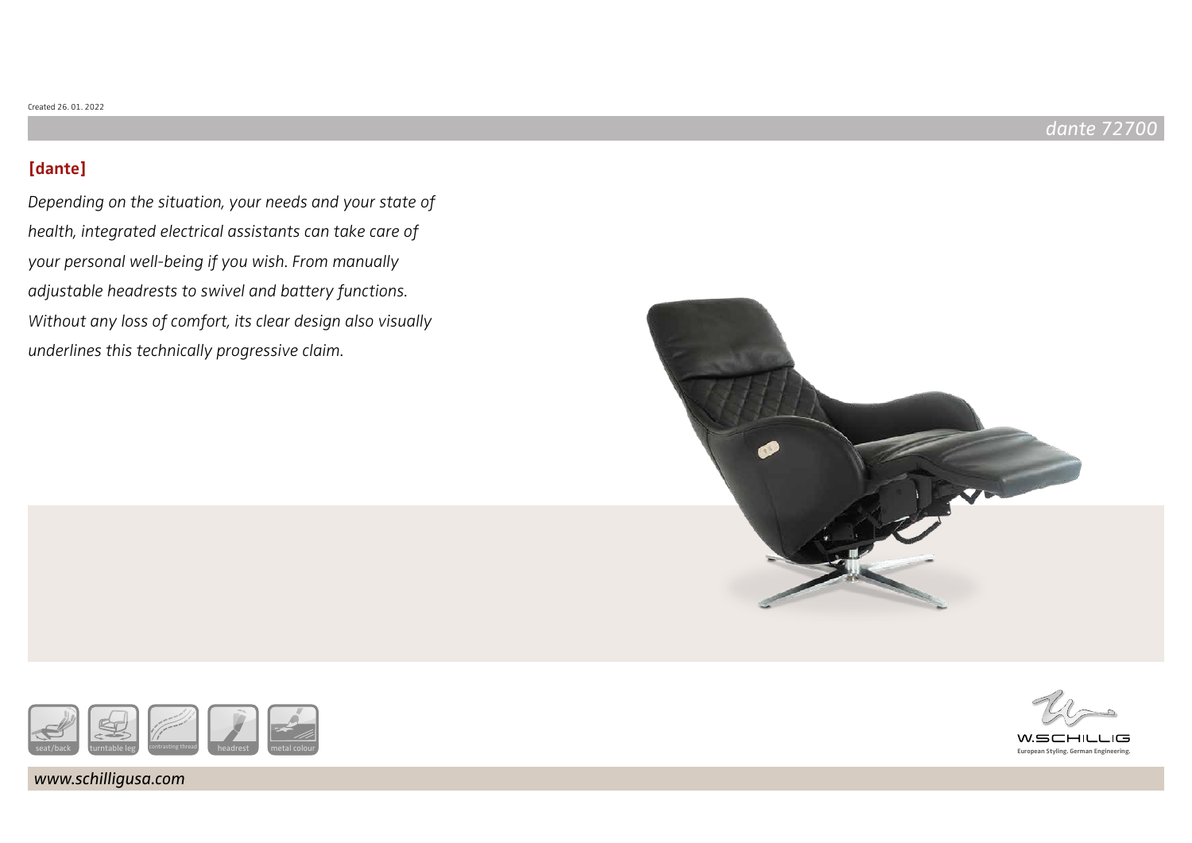Created 26. 01. 2022

*dante 72700*

## [dante]

*Depending on the situation, your needs and your state of health, integrated electrical assistants can take care of your personal well-being if you wish. From manually adjustable headrests to swivel and battery functions. Without any loss of comfort, its clear design also visually underlines this technically progressive claim.*

seat/back | turntable leg | contrasting thread | headrest | metal colour

W.SCHILLIG
European Styling. German Engineering.

*www.schilligusa.com*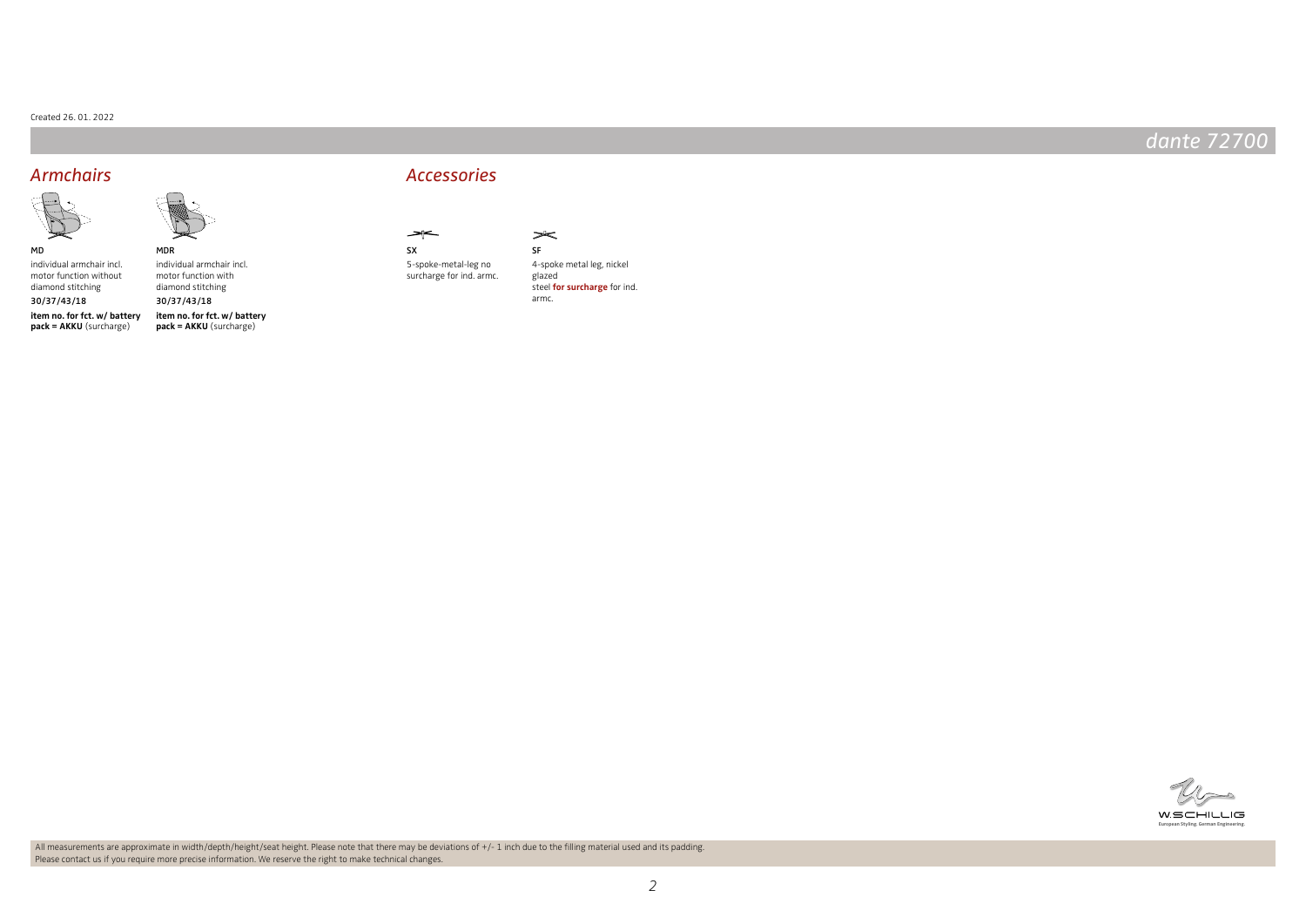Created 26. 01. 2022

# dante 72700

## Armchairs

**MD**

individual armchair incl. motor function without diamond stitching

30/37/43/18

**item no. for fct. w/ battery pack = AKKU** (surcharge)

**MDR**

individual armchair incl. motor function with diamond stitching

30/37/43/18

**item no. for fct. w/ battery pack = AKKU** (surcharge)

## Accessories

**SX**

5-spoke-metal-leg no surcharge for ind. armc.

**SF**

4-spoke metal leg, nickel glazed steel **for surcharge** for ind. armc.

W.SCHILLIG
European Styling. German Engineering.

All measurements are approximate in width/depth/height/seat height. Please note that there may be deviations of +/- 1 inch due to the filling material used and its padding.
Please contact us if you require more precise information. We reserve the right to make technical changes.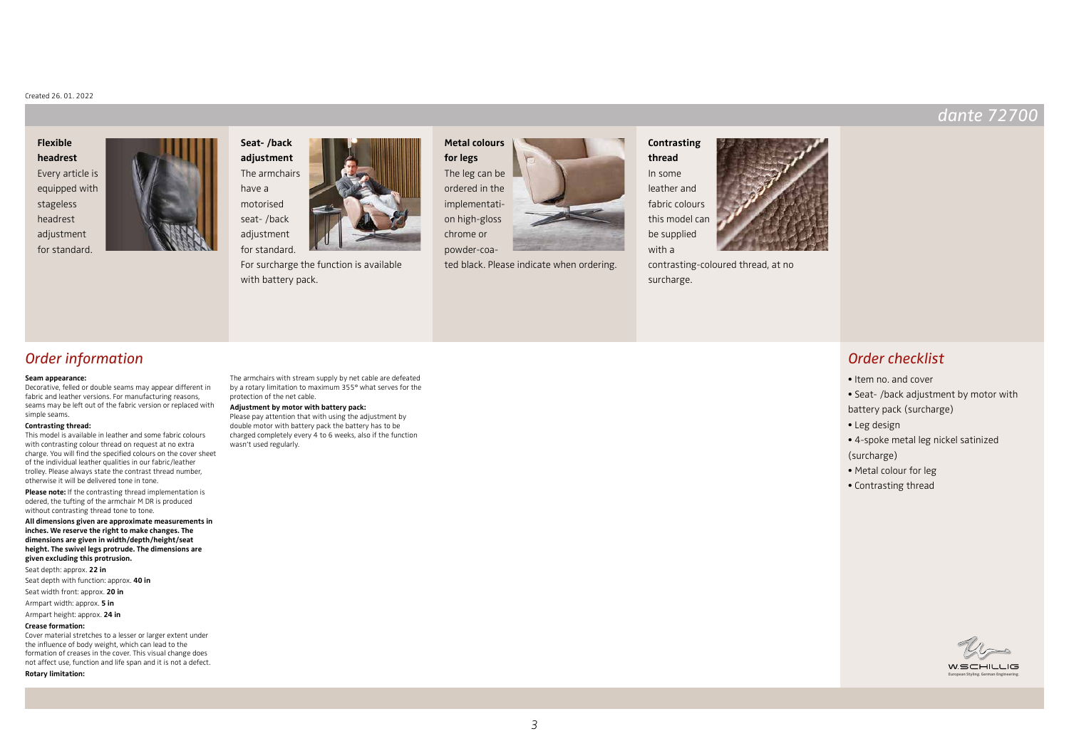Created 26. 01. 2022

## dante 72700

**Flexible headrest**
Every article is equipped with stageless headrest adjustment for standard.

**Seat- /back adjustment**
The armchairs have a motorised seat- /back adjustment for standard.
For surcharge the function is available with battery pack.

**Metal colours for legs**
The leg can be ordered in the implementation high-gloss chrome or powder-coated black. Please indicate when ordering.

**Contrasting thread**
In some leather and fabric colours this model can be supplied with a contrasting-coloured thread, at no surcharge.

## *Order information*

**Seam appearance:**
Decorative, felled or double seams may appear different in fabric and leather versions. For manufacturing reasons, seams may be left out of the fabric version or replaced with simple seams.

**Contrasting thread:**
This model is available in leather and some fabric colours with contrasting colour thread on request at no extra charge. You will find the specified colours on the cover sheet of the individual leather qualities in our fabric/leather trolley. Please always state the contrast thread number, otherwise it will be delivered tone in tone.

**Please note:** If the contrasting thread implementation is odered, the tufting of the armchair M DR is produced without contrasting thread tone to tone.

**All dimensions given are approximate measurements in inches. We reserve the right to make changes. The dimensions are given in width/depth/height/seat height. The swivel legs protrude. The dimensions are given excluding this protrusion.**

Seat depth: approx. **22 in**

Seat depth with function: approx. **40 in**

Seat width front: approx. **20 in**

Armpart width: approx. **5 in**

Armpart height: approx. **24 in**

**Crease formation:**
Cover material stretches to a lesser or larger extent under the influence of body weight, which can lead to the formation of creases in the cover. This visual change does not affect use, function and life span and it is not a defect.

**Rotary limitation:**
The armchairs with stream supply by net cable are defeated by a rotary limitation to maximum 355° what serves for the protection of the net cable.

**Adjustment by motor with battery pack:**
Please pay attention that with using the adjustment by double motor with battery pack the battery has to be charged completely every 4 to 6 weeks, also if the function wasn't used regularly.

## *Order checklist*

- Item no. and cover
- Seat- /back adjustment by motor with battery pack (surcharge)
- Leg design
- 4-spoke metal leg nickel satinized (surcharge)
- Metal colour for leg
- Contrasting thread

W.SCHILLIG
European Styling. German Engineering.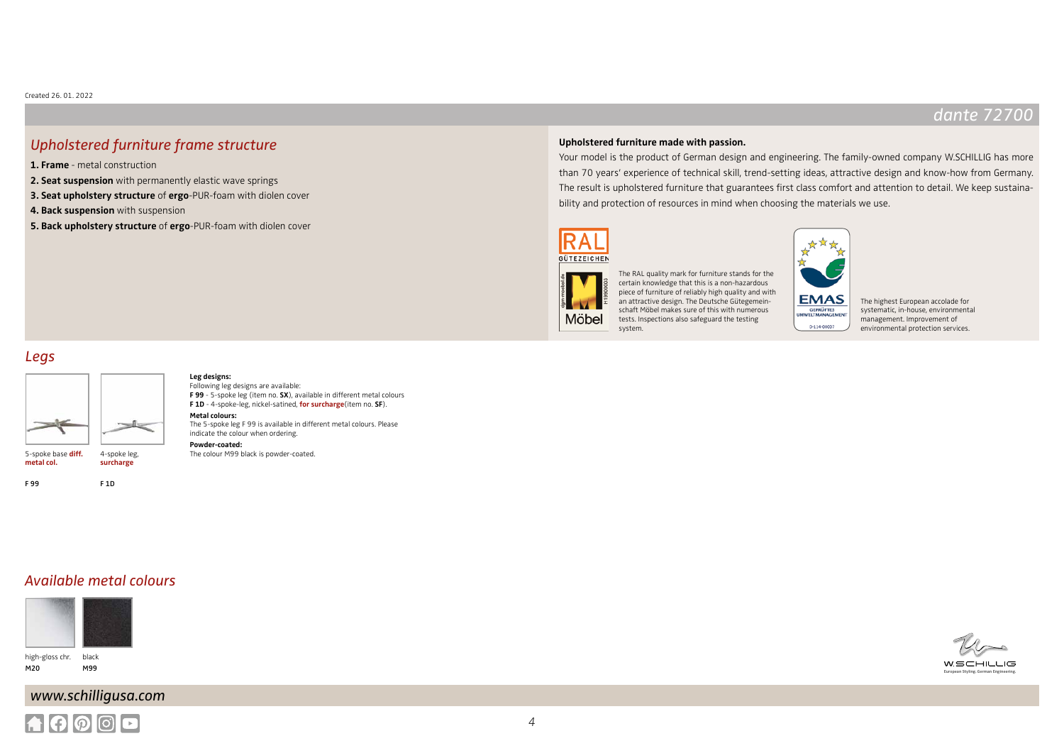Created 26. 01. 2022

# dante 72700

## Upholstered furniture frame structure

1. **Frame** - metal construction
2. **Seat suspension** with permanently elastic wave springs
3. **Seat upholstery structure** of **ergo**-PUR-foam with diolen cover
4. **Back suspension** with suspension
5. **Back upholstery structure** of **ergo**-PUR-foam with diolen cover

**Upholstered furniture made with passion.**

Your model is the product of German design and engineering. The family-owned company W.SCHILLIG has more than 70 years' experience of technical skill, trend-setting ideas, attractive design and know-how from Germany. The result is upholstered furniture that guarantees first class comfort and attention to detail. We keep sustainability and protection of resources in mind when choosing the materials we use.

RAL GÜTEZEICHEN

Möbel

The RAL quality mark for furniture stands for the certain knowledge that this is a non-hazardous piece of furniture of reliably high quality and with an attractive design. The Deutsche Gütegemeinschaft Möbel makes sure of this with numerous tests. Inspections also safeguard the testing system.

EMAS GEPRÜFTES UMWELTMANAGEMENT D-114-00007

The highest European accolade for systematic, in-house, environmental management. Improvement of environmental protection services.

## Legs

5-spoke base **diff. metal col.**
F 99

4-spoke leg, **surcharge**
F 1D

**Leg designs:**
Following leg designs are available:
**F 99** - 5-spoke leg (item no. **SX**), available in different metal colours
**F 1D** - 4-spoke-leg, nickel-satined, **for surcharge**(item no. **SF**).

**Metal colours:**
The 5-spoke leg F 99 is available in different metal colours. Please indicate the colour when ordering.

**Powder-coated:**
The colour M99 black is powder-coated.

## Available metal colours

high-gloss chr.
M20

black
M99

W.SCHILLIG
European Styling. German Engineering.

www.schilligusa.com